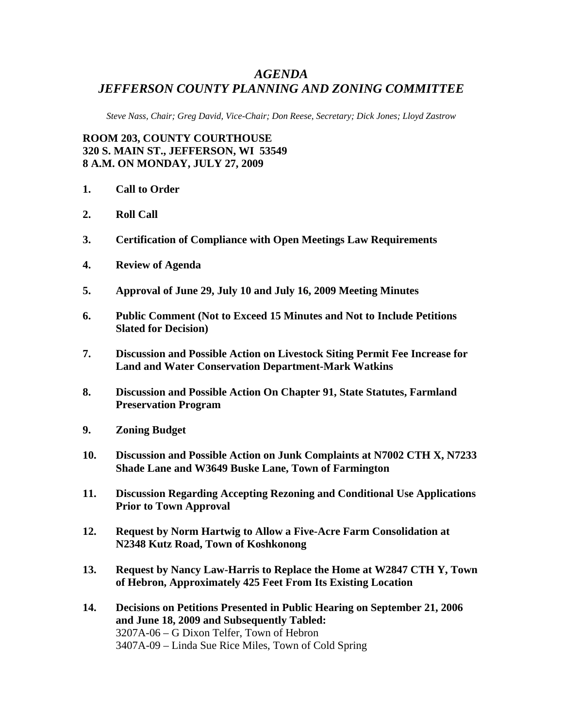# *AGENDA*
# *JEFFERSON COUNTY PLANNING AND ZONING COMMITTEE*

*Steve Nass, Chair; Greg David, Vice-Chair; Don Reese, Secretary; Dick Jones; Lloyd Zastrow*

**ROOM 203, COUNTY COURTHOUSE**
**320 S. MAIN ST., JEFFERSON, WI 53549**
**8 A.M. ON MONDAY, JULY 27, 2009**

1. **Call to Order**
2. **Roll Call**
3. **Certification of Compliance with Open Meetings Law Requirements**
4. **Review of Agenda**
5. **Approval of June 29, July 10 and July 16, 2009 Meeting Minutes**
6. **Public Comment (Not to Exceed 15 Minutes and Not to Include Petitions Slated for Decision)**
7. **Discussion and Possible Action on Livestock Siting Permit Fee Increase for Land and Water Conservation Department-Mark Watkins**
8. **Discussion and Possible Action On Chapter 91, State Statutes, Farmland Preservation Program**
9. **Zoning Budget**
10. **Discussion and Possible Action on Junk Complaints at N7002 CTH X, N7233 Shade Lane and W3649 Buske Lane, Town of Farmington**
11. **Discussion Regarding Accepting Rezoning and Conditional Use Applications Prior to Town Approval**
12. **Request by Norm Hartwig to Allow a Five-Acre Farm Consolidation at N2348 Kutz Road, Town of Koshkonong**
13. **Request by Nancy Law-Harris to Replace the Home at W2847 CTH Y, Town of Hebron, Approximately 425 Feet From Its Existing Location**
14. **Decisions on Petitions Presented in Public Hearing on September 21, 2006 and June 18, 2009 and Subsequently Tabled:**
    3207A-06 – G Dixon Telfer, Town of Hebron
    3407A-09 – Linda Sue Rice Miles, Town of Cold Spring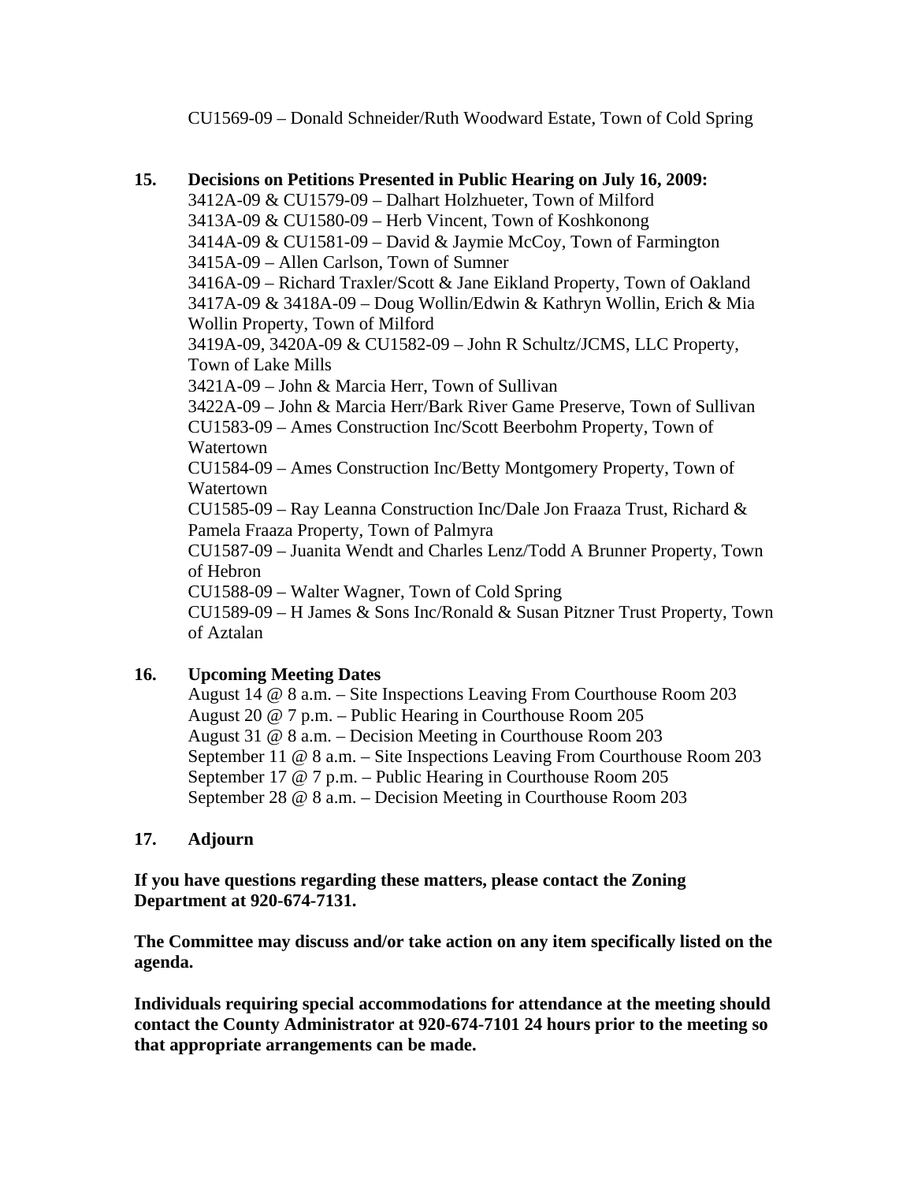CU1569-09 – Donald Schneider/Ruth Woodward Estate, Town of Cold Spring

**15. Decisions on Petitions Presented in Public Hearing on July 16, 2009:**

3412A-09 & CU1579-09 – Dalhart Holzhueter, Town of Milford
3413A-09 & CU1580-09 – Herb Vincent, Town of Koshkonong
3414A-09 & CU1581-09 – David & Jaymie McCoy, Town of Farmington
3415A-09 – Allen Carlson, Town of Sumner
3416A-09 – Richard Traxler/Scott & Jane Eikland Property, Town of Oakland
3417A-09 & 3418A-09 – Doug Wollin/Edwin & Kathryn Wollin, Erich & Mia Wollin Property, Town of Milford
3419A-09, 3420A-09 & CU1582-09 – John R Schultz/JCMS, LLC Property, Town of Lake Mills
3421A-09 – John & Marcia Herr, Town of Sullivan
3422A-09 – John & Marcia Herr/Bark River Game Preserve, Town of Sullivan
CU1583-09 – Ames Construction Inc/Scott Beerbohm Property, Town of Watertown
CU1584-09 – Ames Construction Inc/Betty Montgomery Property, Town of Watertown
CU1585-09 – Ray Leanna Construction Inc/Dale Jon Fraaza Trust, Richard & Pamela Fraaza Property, Town of Palmyra
CU1587-09 – Juanita Wendt and Charles Lenz/Todd A Brunner Property, Town of Hebron
CU1588-09 – Walter Wagner, Town of Cold Spring
CU1589-09 – H James & Sons Inc/Ronald & Susan Pitzner Trust Property, Town of Aztalan

**16. Upcoming Meeting Dates**

August 14 @ 8 a.m. – Site Inspections Leaving From Courthouse Room 203
August 20 @ 7 p.m. – Public Hearing in Courthouse Room 205
August 31 @ 8 a.m. – Decision Meeting in Courthouse Room 203
September 11 @ 8 a.m. – Site Inspections Leaving From Courthouse Room 203
September 17 @ 7 p.m. – Public Hearing in Courthouse Room 205
September 28 @ 8 a.m. – Decision Meeting in Courthouse Room 203

**17. Adjourn**

**If you have questions regarding these matters, please contact the Zoning Department at 920-674-7131.**

**The Committee may discuss and/or take action on any item specifically listed on the agenda.**

**Individuals requiring special accommodations for attendance at the meeting should contact the County Administrator at 920-674-7101 24 hours prior to the meeting so that appropriate arrangements can be made.**